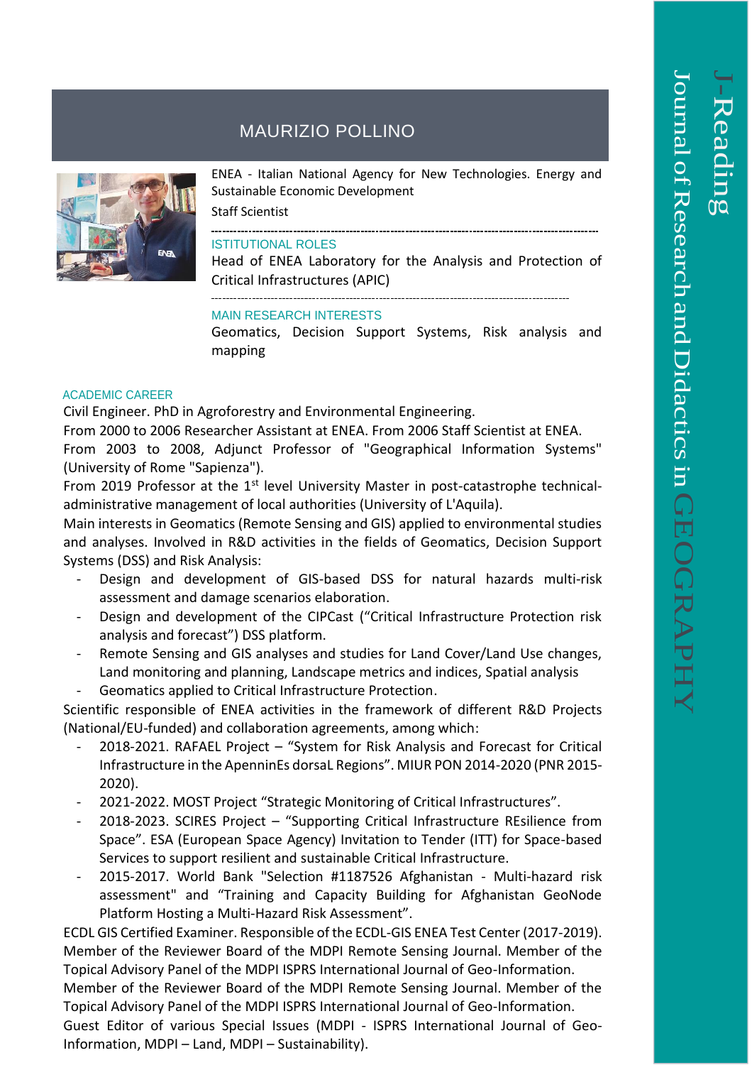# MAURIZIO POLLINO

ENEA - Italian National Agency for New Technologies. Energy and Sustainable Economic Development

Staff Scientist

### ISTITUTIONAL ROLES

Head of ENEA Laboratory for the Analysis and Protection of Critical Infrastructures (APIC)

### MAIN RESEARCH INTERESTS

Geomatics, Decision Support Systems, Risk analysis and mapping

### ACADEMIC CAREER

Civil Engineer. PhD in Agroforestry and Environmental Engineering.

From 2000 to 2006 Researcher Assistant at ENEA. From 2006 Staff Scientist at ENEA.

From 2003 to 2008, Adjunct Professor of "Geographical Information Systems" (University of Rome "Sapienza").

From 2019 Professor at the 1st level University Master in post-catastrophe technical-administrative management of local authorities (University of L'Aquila).

Main interests in Geomatics (Remote Sensing and GIS) applied to environmental studies and analyses. Involved in R&D activities in the fields of Geomatics, Decision Support Systems (DSS) and Risk Analysis:

- Design and development of GIS-based DSS for natural hazards multi-risk assessment and damage scenarios elaboration.
- Design and development of the CIPCast ("Critical Infrastructure Protection risk analysis and forecast") DSS platform.
- Remote Sensing and GIS analyses and studies for Land Cover/Land Use changes, Land monitoring and planning, Landscape metrics and indices, Spatial analysis
- Geomatics applied to Critical Infrastructure Protection.

Scientific responsible of ENEA activities in the framework of different R&D Projects (National/EU-funded) and collaboration agreements, among which:

- 2018-2021. RAFAEL Project – "System for Risk Analysis and Forecast for Critical Infrastructure in the ApenninEs dorsaL Regions". MIUR PON 2014-2020 (PNR 2015-2020).
- 2021-2022. MOST Project "Strategic Monitoring of Critical Infrastructures".
- 2018-2023. SCIRES Project – "Supporting Critical Infrastructure REsilience from Space". ESA (European Space Agency) Invitation to Tender (ITT) for Space-based Services to support resilient and sustainable Critical Infrastructure.
- 2015-2017. World Bank "Selection #1187526 Afghanistan - Multi-hazard risk assessment" and "Training and Capacity Building for Afghanistan GeoNode Platform Hosting a Multi-Hazard Risk Assessment".

ECDL GIS Certified Examiner. Responsible of the ECDL-GIS ENEA Test Center (2017-2019). Member of the Reviewer Board of the MDPI Remote Sensing Journal. Member of the Topical Advisory Panel of the MDPI ISPRS International Journal of Geo-Information.

Member of the Reviewer Board of the MDPI Remote Sensing Journal. Member of the Topical Advisory Panel of the MDPI ISPRS International Journal of Geo-Information.

Guest Editor of various Special Issues (MDPI - ISPRS International Journal of Geo-Information, MDPI – Land, MDPI – Sustainability).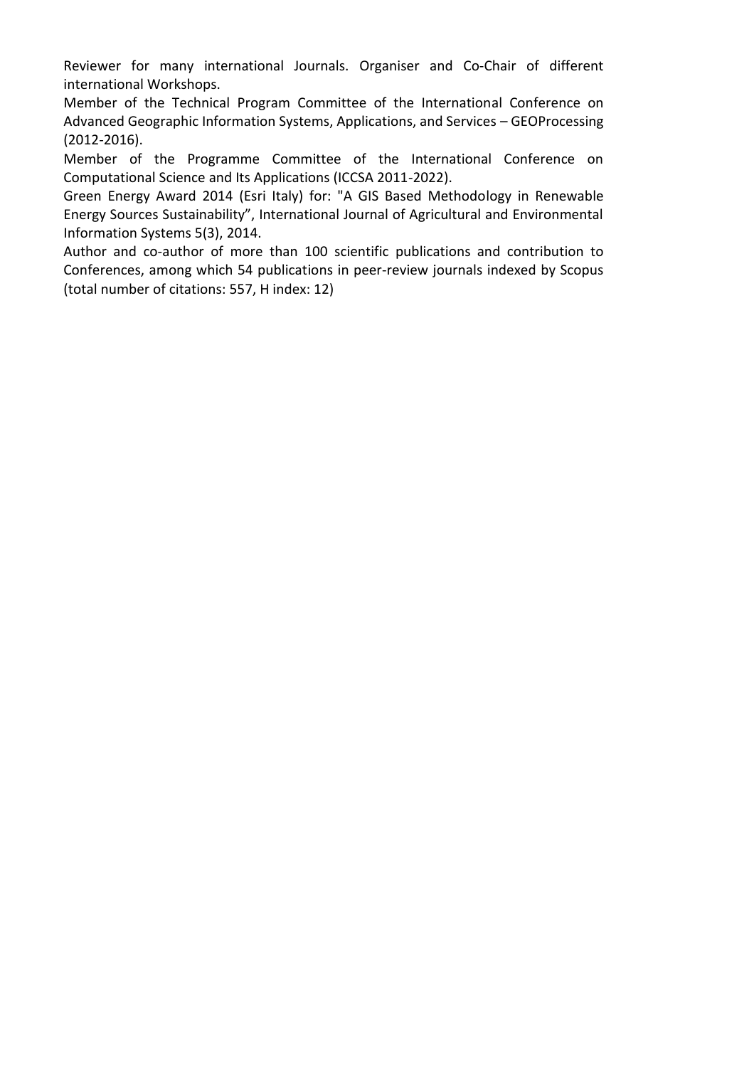Reviewer for many international Journals. Organiser and Co-Chair of different international Workshops.

Member of the Technical Program Committee of the International Conference on Advanced Geographic Information Systems, Applications, and Services – GEOProcessing (2012-2016).

Member of the Programme Committee of the International Conference on Computational Science and Its Applications (ICCSA 2011-2022).

Green Energy Award 2014 (Esri Italy) for: "A GIS Based Methodology in Renewable Energy Sources Sustainability", International Journal of Agricultural and Environmental Information Systems 5(3), 2014.

Author and co-author of more than 100 scientific publications and contribution to Conferences, among which 54 publications in peer-review journals indexed by Scopus (total number of citations: 557, H index: 12)